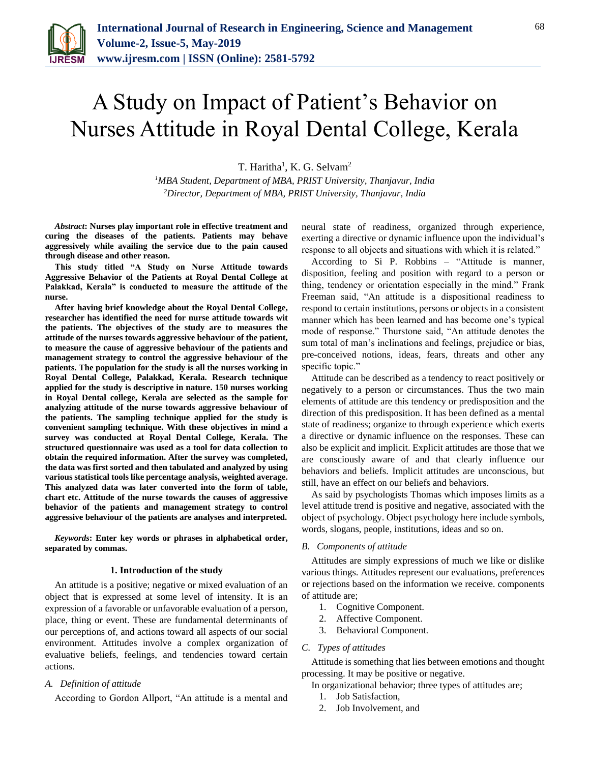# A Study on Impact of Patient's Behavior on Nurses Attitude in Royal Dental College, Kerala

T. Haritha[1], K. G. Selvam[2]

[1]MBA Student, Department of MBA, PRIST University, Thanjavur, India
[2]Director, Department of MBA, PRIST University, Thanjavur, India

***Abstract*: Nurses play important role in effective treatment and curing the diseases of the patients. Patients may behave aggressively while availing the service due to the pain caused through disease and other reason.**

**This study titled "A Study on Nurse Attitude towards Aggressive Behavior of the Patients at Royal Dental College at Palakkad, Kerala" is conducted to measure the attitude of the nurse.**

**After having brief knowledge about the Royal Dental College, researcher has identified the need for nurse attitude towards wit the patients. The objectives of the study are to measures the attitude of the nurses towards aggressive behaviour of the patient, to measure the cause of aggressive behaviour of the patients and management strategy to control the aggressive behaviour of the patients. The population for the study is all the nurses working in Royal Dental College, Palakkad, Kerala. Research technique applied for the study is descriptive in nature. 150 nurses working in Royal Dental college, Kerala are selected as the sample for analyzing attitude of the nurse towards aggressive behaviour of the patients. The sampling technique applied for the study is convenient sampling technique. With these objectives in mind a survey was conducted at Royal Dental College, Kerala. The structured questionnaire was used as a tool for data collection to obtain the required information. After the survey was completed, the data was first sorted and then tabulated and analyzed by using various statistical tools like percentage analysis, weighted average. This analyzed data was later converted into the form of table, chart etc. Attitude of the nurse towards the causes of aggressive behavior of the patients and management strategy to control aggressive behaviour of the patients are analyses and interpreted.**

***Keywords*: Enter key words or phrases in alphabetical order, separated by commas.**

## 1. Introduction of the study

An attitude is a positive; negative or mixed evaluation of an object that is expressed at some level of intensity. It is an expression of a favorable or unfavorable evaluation of a person, place, thing or event. These are fundamental determinants of our perceptions of, and actions toward all aspects of our social environment. Attitudes involve a complex organization of evaluative beliefs, feelings, and tendencies toward certain actions.

### *A. Definition of attitude*

According to Gordon Allport, "An attitude is a mental and neural state of readiness, organized through experience, exerting a directive or dynamic influence upon the individual's response to all objects and situations with which it is related."

According to Si P. Robbins – "Attitude is manner, disposition, feeling and position with regard to a person or thing, tendency or orientation especially in the mind." Frank Freeman said, "An attitude is a dispositional readiness to respond to certain institutions, persons or objects in a consistent manner which has been learned and has become one's typical mode of response." Thurstone said, "An attitude denotes the sum total of man's inclinations and feelings, prejudice or bias, pre-conceived notions, ideas, fears, threats and other any specific topic."

Attitude can be described as a tendency to react positively or negatively to a person or circumstances. Thus the two main elements of attitude are this tendency or predisposition and the direction of this predisposition. It has been defined as a mental state of readiness; organize to through experience which exerts a directive or dynamic influence on the responses. These can also be explicit and implicit. Explicit attitudes are those that we are consciously aware of and that clearly influence our behaviors and beliefs. Implicit attitudes are unconscious, but still, have an effect on our beliefs and behaviors.

As said by psychologists Thomas which imposes limits as a level attitude trend is positive and negative, associated with the object of psychology. Object psychology here include symbols, words, slogans, people, institutions, ideas and so on.

### *B. Components of attitude*

Attitudes are simply expressions of much we like or dislike various things. Attitudes represent our evaluations, preferences or rejections based on the information we receive. components of attitude are;

1. Cognitive Component.
2. Affective Component.
3. Behavioral Component.

### *C. Types of attitudes*

Attitude is something that lies between emotions and thought processing. It may be positive or negative.

In organizational behavior; three types of attitudes are;

1. Job Satisfaction,
2. Job Involvement, and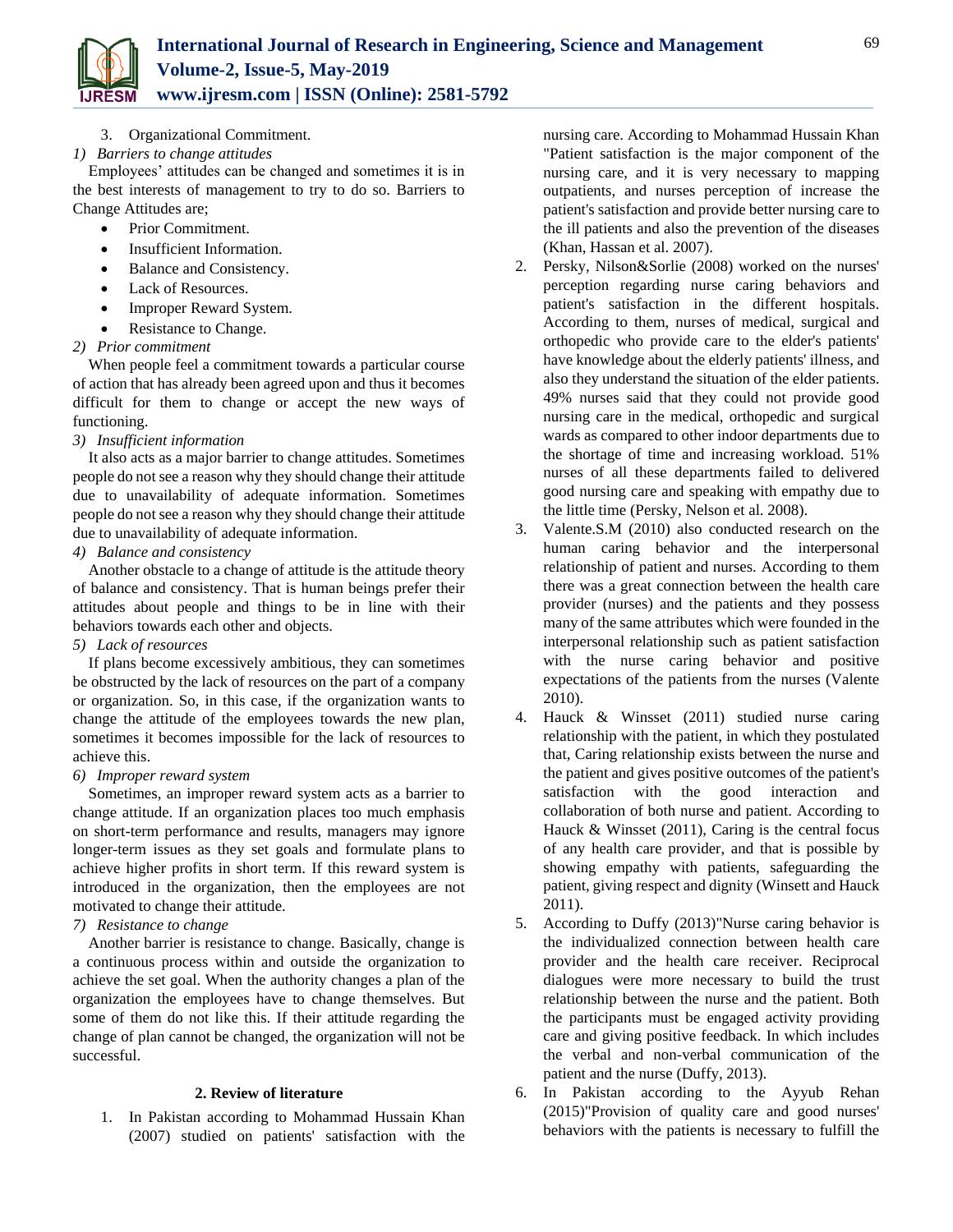3. Organizational Commitment.

*1) Barriers to change attitudes*

Employees' attitudes can be changed and sometimes it is in the best interests of management to try to do so. Barriers to Change Attitudes are;

- Prior Commitment.
- Insufficient Information.
- Balance and Consistency.
- Lack of Resources.
- Improper Reward System.
- Resistance to Change.

*2) Prior commitment*

When people feel a commitment towards a particular course of action that has already been agreed upon and thus it becomes difficult for them to change or accept the new ways of functioning.

*3) Insufficient information*

It also acts as a major barrier to change attitudes. Sometimes people do not see a reason why they should change their attitude due to unavailability of adequate information. Sometimes people do not see a reason why they should change their attitude due to unavailability of adequate information.

*4) Balance and consistency*

Another obstacle to a change of attitude is the attitude theory of balance and consistency. That is human beings prefer their attitudes about people and things to be in line with their behaviors towards each other and objects.

*5) Lack of resources*

If plans become excessively ambitious, they can sometimes be obstructed by the lack of resources on the part of a company or organization. So, in this case, if the organization wants to change the attitude of the employees towards the new plan, sometimes it becomes impossible for the lack of resources to achieve this.

*6) Improper reward system*

Sometimes, an improper reward system acts as a barrier to change attitude. If an organization places too much emphasis on short-term performance and results, managers may ignore longer-term issues as they set goals and formulate plans to achieve higher profits in short term. If this reward system is introduced in the organization, then the employees are not motivated to change their attitude.

*7) Resistance to change*

Another barrier is resistance to change. Basically, change is a continuous process within and outside the organization to achieve the set goal. When the authority changes a plan of the organization the employees have to change themselves. But some of them do not like this. If their attitude regarding the change of plan cannot be changed, the organization will not be successful.

## 2. Review of literature

1. In Pakistan according to Mohammad Hussain Khan (2007) studied on patients' satisfaction with the nursing care. According to Mohammad Hussain Khan "Patient satisfaction is the major component of the nursing care, and it is very necessary to mapping outpatients, and nurses perception of increase the patient's satisfaction and provide better nursing care to the ill patients and also the prevention of the diseases (Khan, Hassan et al. 2007).
2. Persky, Nilson&Sorlie (2008) worked on the nurses' perception regarding nurse caring behaviors and patient's satisfaction in the different hospitals. According to them, nurses of medical, surgical and orthopedic who provide care to the elder's patients' have knowledge about the elderly patients' illness, and also they understand the situation of the elder patients. 49% nurses said that they could not provide good nursing care in the medical, orthopedic and surgical wards as compared to other indoor departments due to the shortage of time and increasing workload. 51% nurses of all these departments failed to delivered good nursing care and speaking with empathy due to the little time (Persky, Nelson et al. 2008).
3. Valente.S.M (2010) also conducted research on the human caring behavior and the interpersonal relationship of patient and nurses. According to them there was a great connection between the health care provider (nurses) and the patients and they possess many of the same attributes which were founded in the interpersonal relationship such as patient satisfaction with the nurse caring behavior and positive expectations of the patients from the nurses (Valente 2010).
4. Hauck & Winsset (2011) studied nurse caring relationship with the patient, in which they postulated that, Caring relationship exists between the nurse and the patient and gives positive outcomes of the patient's satisfaction with the good interaction and collaboration of both nurse and patient. According to Hauck & Winsset (2011), Caring is the central focus of any health care provider, and that is possible by showing empathy with patients, safeguarding the patient, giving respect and dignity (Winsett and Hauck 2011).
5. According to Duffy (2013)"Nurse caring behavior is the individualized connection between health care provider and the health care receiver. Reciprocal dialogues were more necessary to build the trust relationship between the nurse and the patient. Both the participants must be engaged activity providing care and giving positive feedback. In which includes the verbal and non-verbal communication of the patient and the nurse (Duffy, 2013).
6. In Pakistan according to the Ayyub Rehan (2015)"Provision of quality care and good nurses' behaviors with the patients is necessary to fulfill the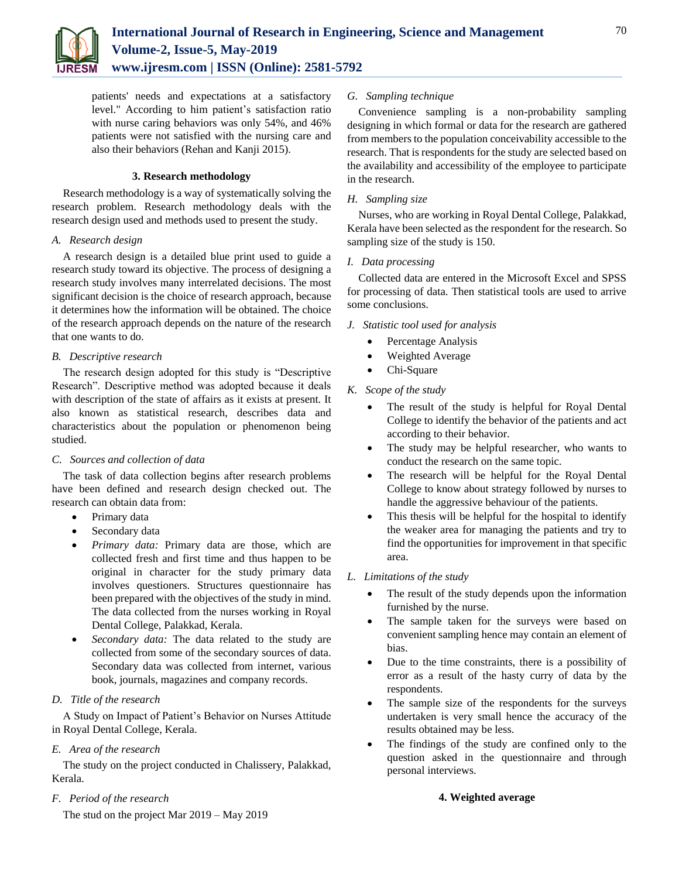patients' needs and expectations at a satisfactory level." According to him patient's satisfaction ratio with nurse caring behaviors was only 54%, and 46% patients were not satisfied with the nursing care and also their behaviors (Rehan and Kanji 2015).

## 3. Research methodology

Research methodology is a way of systematically solving the research problem. Research methodology deals with the research design used and methods used to present the study.

### *A. Research design*

A research design is a detailed blue print used to guide a research study toward its objective. The process of designing a research study involves many interrelated decisions. The most significant decision is the choice of research approach, because it determines how the information will be obtained. The choice of the research approach depends on the nature of the research that one wants to do.

### *B. Descriptive research*

The research design adopted for this study is "Descriptive Research". Descriptive method was adopted because it deals with description of the state of affairs as it exists at present. It also known as statistical research, describes data and characteristics about the population or phenomenon being studied.

### *C. Sources and collection of data*

The task of data collection begins after research problems have been defined and research design checked out. The research can obtain data from:

- Primary data
- Secondary data
- *Primary data:* Primary data are those, which are collected fresh and first time and thus happen to be original in character for the study primary data involves questioners. Structures questionnaire has been prepared with the objectives of the study in mind. The data collected from the nurses working in Royal Dental College, Palakkad, Kerala.
- *Secondary data:* The data related to the study are collected from some of the secondary sources of data. Secondary data was collected from internet, various book, journals, magazines and company records.

### *D. Title of the research*

A Study on Impact of Patient's Behavior on Nurses Attitude in Royal Dental College, Kerala.

### *E. Area of the research*

The study on the project conducted in Chalissery, Palakkad, Kerala.

### *F. Period of the research*

The stud on the project Mar 2019 – May 2019

### *G. Sampling technique*

Convenience sampling is a non-probability sampling designing in which formal or data for the research are gathered from members to the population conceivability accessible to the research. That is respondents for the study are selected based on the availability and accessibility of the employee to participate in the research.

### *H. Sampling size*

Nurses, who are working in Royal Dental College, Palakkad, Kerala have been selected as the respondent for the research. So sampling size of the study is 150.

### *I. Data processing*

Collected data are entered in the Microsoft Excel and SPSS for processing of data. Then statistical tools are used to arrive some conclusions.

### *J. Statistic tool used for analysis*

- Percentage Analysis
- Weighted Average
- Chi-Square

### *K. Scope of the study*

- The result of the study is helpful for Royal Dental College to identify the behavior of the patients and act according to their behavior.
- The study may be helpful researcher, who wants to conduct the research on the same topic.
- The research will be helpful for the Royal Dental College to know about strategy followed by nurses to handle the aggressive behaviour of the patients.
- This thesis will be helpful for the hospital to identify the weaker area for managing the patients and try to find the opportunities for improvement in that specific area.

### *L. Limitations of the study*

- The result of the study depends upon the information furnished by the nurse.
- The sample taken for the surveys were based on convenient sampling hence may contain an element of bias.
- Due to the time constraints, there is a possibility of error as a result of the hasty curry of data by the respondents.
- The sample size of the respondents for the surveys undertaken is very small hence the accuracy of the results obtained may be less.
- The findings of the study are confined only to the question asked in the questionnaire and through personal interviews.

## 4. Weighted average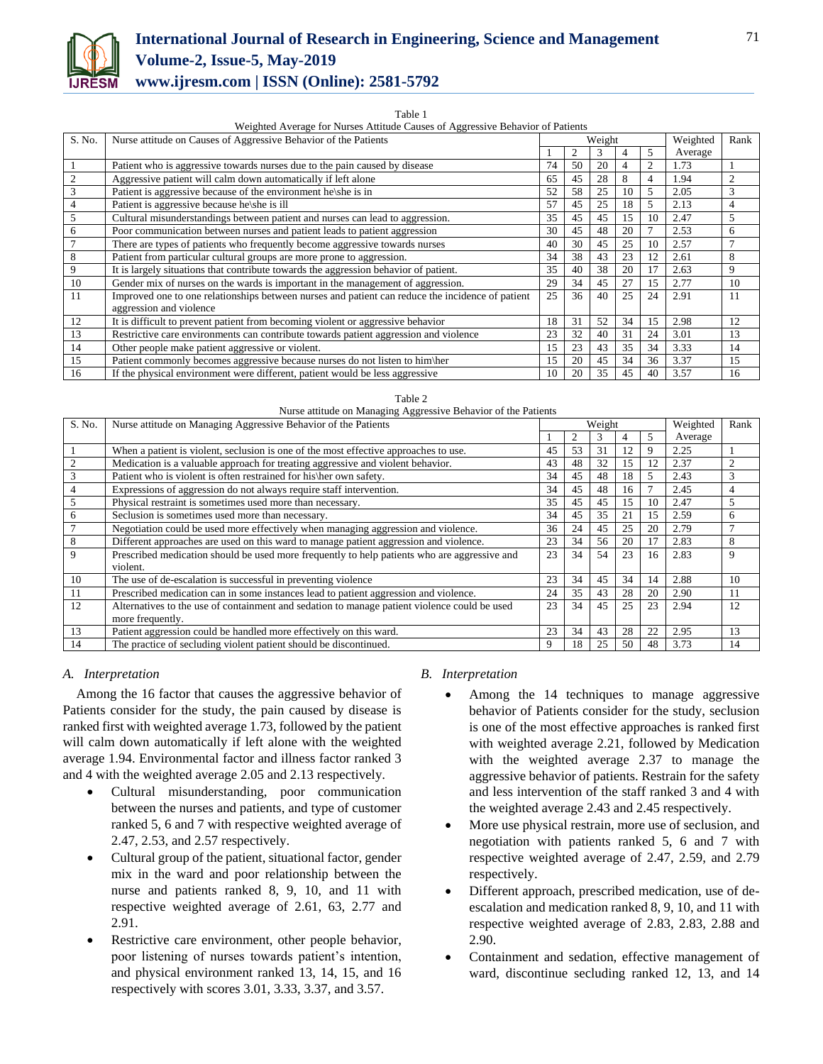Table 1
Weighted Average for Nurses Attitude Causes of Aggressive Behavior of Patients

| S. No. | Nurse attitude on Causes of Aggressive Behavior of the Patients | Weight | | | | | Weighted Average | Rank |
|---|---|---|---|---|---|---|---|---|
| | | 1 | 2 | 3 | 4 | 5 | | |
| 1 | Patient who is aggressive towards nurses due to the pain caused by disease | 74 | 50 | 20 | 4 | 2 | 1.73 | 1 |
| 2 | Aggressive patient will calm down automatically if left alone | 65 | 45 | 28 | 8 | 4 | 1.94 | 2 |
| 3 | Patient is aggressive because of the environment he\she is in | 52 | 58 | 25 | 10 | 5 | 2.05 | 3 |
| 4 | Patient is aggressive because he\she is ill | 57 | 45 | 25 | 18 | 5 | 2.13 | 4 |
| 5 | Cultural misunderstandings between patient and nurses can lead to aggression. | 35 | 45 | 45 | 15 | 10 | 2.47 | 5 |
| 6 | Poor communication between nurses and patient leads to patient aggression | 30 | 45 | 48 | 20 | 7 | 2.53 | 6 |
| 7 | There are types of patients who frequently become aggressive towards nurses | 40 | 30 | 45 | 25 | 10 | 2.57 | 7 |
| 8 | Patient from particular cultural groups are more prone to aggression. | 34 | 38 | 43 | 23 | 12 | 2.61 | 8 |
| 9 | It is largely situations that contribute towards the aggression behavior of patient. | 35 | 40 | 38 | 20 | 17 | 2.63 | 9 |
| 10 | Gender mix of nurses on the wards is important in the management of aggression. | 29 | 34 | 45 | 27 | 15 | 2.77 | 10 |
| 11 | Improved one to one relationships between nurses and patient can reduce the incidence of patient aggression and violence | 25 | 36 | 40 | 25 | 24 | 2.91 | 11 |
| 12 | It is difficult to prevent patient from becoming violent or aggressive behavior | 18 | 31 | 52 | 34 | 15 | 2.98 | 12 |
| 13 | Restrictive care environments can contribute towards patient aggression and violence | 23 | 32 | 40 | 31 | 24 | 3.01 | 13 |
| 14 | Other people make patient aggressive or violent. | 15 | 23 | 43 | 35 | 34 | 3.33 | 14 |
| 15 | Patient commonly becomes aggressive because nurses do not listen to him\her | 15 | 20 | 45 | 34 | 36 | 3.37 | 15 |
| 16 | If the physical environment were different, patient would be less aggressive | 10 | 20 | 35 | 45 | 40 | 3.57 | 16 |

Table 2
Nurse attitude on Managing Aggressive Behavior of the Patients

| S. No. | Nurse attitude on Managing Aggressive Behavior of the Patients | Weight | | | | | Weighted Average | Rank |
|---|---|---|---|---|---|---|---|---|
| | | 1 | 2 | 3 | 4 | 5 | | |
| 1 | When a patient is violent, seclusion is one of the most effective approaches to use. | 45 | 53 | 31 | 12 | 9 | 2.25 | 1 |
| 2 | Medication is a valuable approach for treating aggressive and violent behavior. | 43 | 48 | 32 | 15 | 12 | 2.37 | 2 |
| 3 | Patient who is violent is often restrained for his\her own safety. | 34 | 45 | 48 | 18 | 5 | 2.43 | 3 |
| 4 | Expressions of aggression do not always require staff intervention. | 34 | 45 | 48 | 16 | 7 | 2.45 | 4 |
| 5 | Physical restraint is sometimes used more than necessary. | 35 | 45 | 45 | 15 | 10 | 2.47 | 5 |
| 6 | Seclusion is sometimes used more than necessary. | 34 | 45 | 35 | 21 | 15 | 2.59 | 6 |
| 7 | Negotiation could be used more effectively when managing aggression and violence. | 36 | 24 | 45 | 25 | 20 | 2.79 | 7 |
| 8 | Different approaches are used on this ward to manage patient aggression and violence. | 23 | 34 | 56 | 20 | 17 | 2.83 | 8 |
| 9 | Prescribed medication should be used more frequently to help patients who are aggressive and violent. | 23 | 34 | 54 | 23 | 16 | 2.83 | 9 |
| 10 | The use of de-escalation is successful in preventing violence | 23 | 34 | 45 | 34 | 14 | 2.88 | 10 |
| 11 | Prescribed medication can in some instances lead to patient aggression and violence. | 24 | 35 | 43 | 28 | 20 | 2.90 | 11 |
| 12 | Alternatives to the use of containment and sedation to manage patient violence could be used more frequently. | 23 | 34 | 45 | 25 | 23 | 2.94 | 12 |
| 13 | Patient aggression could be handled more effectively on this ward. | 23 | 34 | 43 | 28 | 22 | 2.95 | 13 |
| 14 | The practice of secluding violent patient should be discontinued. | 9 | 18 | 25 | 50 | 48 | 3.73 | 14 |

### *A. Interpretation*

Among the 16 factor that causes the aggressive behavior of Patients consider for the study, the pain caused by disease is ranked first with weighted average 1.73, followed by the patient will calm down automatically if left alone with the weighted average 1.94. Environmental factor and illness factor ranked 3 and 4 with the weighted average 2.05 and 2.13 respectively.

- Cultural misunderstanding, poor communication between the nurses and patients, and type of customer ranked 5, 6 and 7 with respective weighted average of 2.47, 2.53, and 2.57 respectively.
- Cultural group of the patient, situational factor, gender mix in the ward and poor relationship between the nurse and patients ranked 8, 9, 10, and 11 with respective weighted average of 2.61, 63, 2.77 and 2.91.
- Restrictive care environment, other people behavior, poor listening of nurses towards patient's intention, and physical environment ranked 13, 14, 15, and 16 respectively with scores 3.01, 3.33, 3.37, and 3.57.

### *B. Interpretation*

- Among the 14 techniques to manage aggressive behavior of Patients consider for the study, seclusion is one of the most effective approaches is ranked first with weighted average 2.21, followed by Medication with the weighted average 2.37 to manage the aggressive behavior of patients. Restrain for the safety and less intervention of the staff ranked 3 and 4 with the weighted average 2.43 and 2.45 respectively.
- More use physical restrain, more use of seclusion, and negotiation with patients ranked 5, 6 and 7 with respective weighted average of 2.47, 2.59, and 2.79 respectively.
- Different approach, prescribed medication, use of de-escalation and medication ranked 8, 9, 10, and 11 with respective weighted average of 2.83, 2.83, 2.88 and 2.90.
- Containment and sedation, effective management of ward, discontinue secluding ranked 12, 13, and 14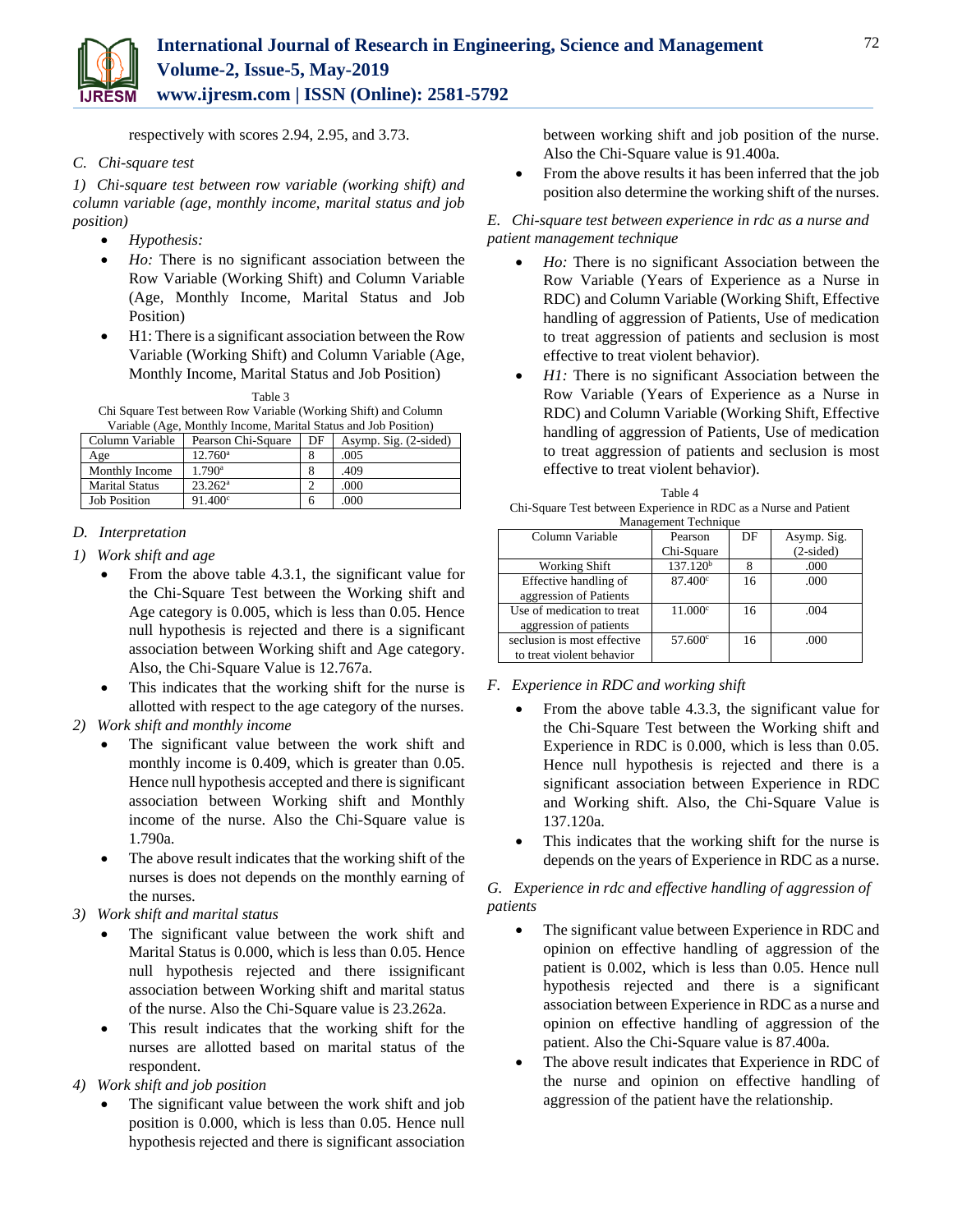respectively with scores 2.94, 2.95, and 3.73.

### C. Chi-square test

*1) Chi-square test between row variable (working shift) and column variable (age, monthly income, marital status and job position)*

- *Hypothesis:*
- *Ho:* There is no significant association between the Row Variable (Working Shift) and Column Variable (Age, Monthly Income, Marital Status and Job Position)
- H1: There is a significant association between the Row Variable (Working Shift) and Column Variable (Age, Monthly Income, Marital Status and Job Position)

Table 3
Chi Square Test between Row Variable (Working Shift) and Column Variable (Age, Monthly Income, Marital Status and Job Position)

| Column Variable | Pearson Chi-Square | DF | Asymp. Sig. (2-sided) |
|---|---|---|---|
| Age | 12.760[a] | 8 | .005 |
| Monthly Income | 1.790[a] | 8 | .409 |
| Marital Status | 23.262[a] | 2 | .000 |
| Job Position | 91.400[c] | 6 | .000 |

### D. Interpretation

*1) Work shift and age*

- From the above table 4.3.1, the significant value for the Chi-Square Test between the Working shift and Age category is 0.005, which is less than 0.05. Hence null hypothesis is rejected and there is a significant association between Working shift and Age category. Also, the Chi-Square Value is 12.767a.
- This indicates that the working shift for the nurse is allotted with respect to the age category of the nurses.

*2) Work shift and monthly income*

- The significant value between the work shift and monthly income is 0.409, which is greater than 0.05. Hence null hypothesis accepted and there is significant association between Working shift and Monthly income of the nurse. Also the Chi-Square value is 1.790a.
- The above result indicates that the working shift of the nurses is does not depends on the monthly earning of the nurses.

*3) Work shift and marital status*

- The significant value between the work shift and Marital Status is 0.000, which is less than 0.05. Hence null hypothesis rejected and there issignificant association between Working shift and marital status of the nurse. Also the Chi-Square value is 23.262a.
- This result indicates that the working shift for the nurses are allotted based on marital status of the respondent.

*4) Work shift and job position*

- The significant value between the work shift and job position is 0.000, which is less than 0.05. Hence null hypothesis rejected and there is significant association between working shift and job position of the nurse. Also the Chi-Square value is 91.400a.
- From the above results it has been inferred that the job position also determine the working shift of the nurses.

### E. Chi-square test between experience in rdc as a nurse and patient management technique

- *Ho:* There is no significant Association between the Row Variable (Years of Experience as a Nurse in RDC) and Column Variable (Working Shift, Effective handling of aggression of Patients, Use of medication to treat aggression of patients and seclusion is most effective to treat violent behavior).
- *H1:* There is no significant Association between the Row Variable (Years of Experience as a Nurse in RDC) and Column Variable (Working Shift, Effective handling of aggression of Patients, Use of medication to treat aggression of patients and seclusion is most effective to treat violent behavior).

Table 4
Chi-Square Test between Experience in RDC as a Nurse and Patient Management Technique

| Column Variable | Pearson Chi-Square | DF | Asymp. Sig. (2-sided) |
|---|---|---|---|
| Working Shift | 137.120[b] | 8 | .000 |
| Effective handling of aggression of Patients | 87.400[c] | 16 | .000 |
| Use of medication to treat aggression of patients | 11.000[c] | 16 | .004 |
| seclusion is most effective to treat violent behavior | 57.600[c] | 16 | .000 |

### F. Experience in RDC and working shift

- From the above table 4.3.3, the significant value for the Chi-Square Test between the Working shift and Experience in RDC is 0.000, which is less than 0.05. Hence null hypothesis is rejected and there is a significant association between Experience in RDC and Working shift. Also, the Chi-Square Value is 137.120a.
- This indicates that the working shift for the nurse is depends on the years of Experience in RDC as a nurse.

### G. Experience in rdc and effective handling of aggression of patients

- The significant value between Experience in RDC and opinion on effective handling of aggression of the patient is 0.002, which is less than 0.05. Hence null hypothesis rejected and there is a significant association between Experience in RDC as a nurse and opinion on effective handling of aggression of the patient. Also the Chi-Square value is 87.400a.
- The above result indicates that Experience in RDC of the nurse and opinion on effective handling of aggression of the patient have the relationship.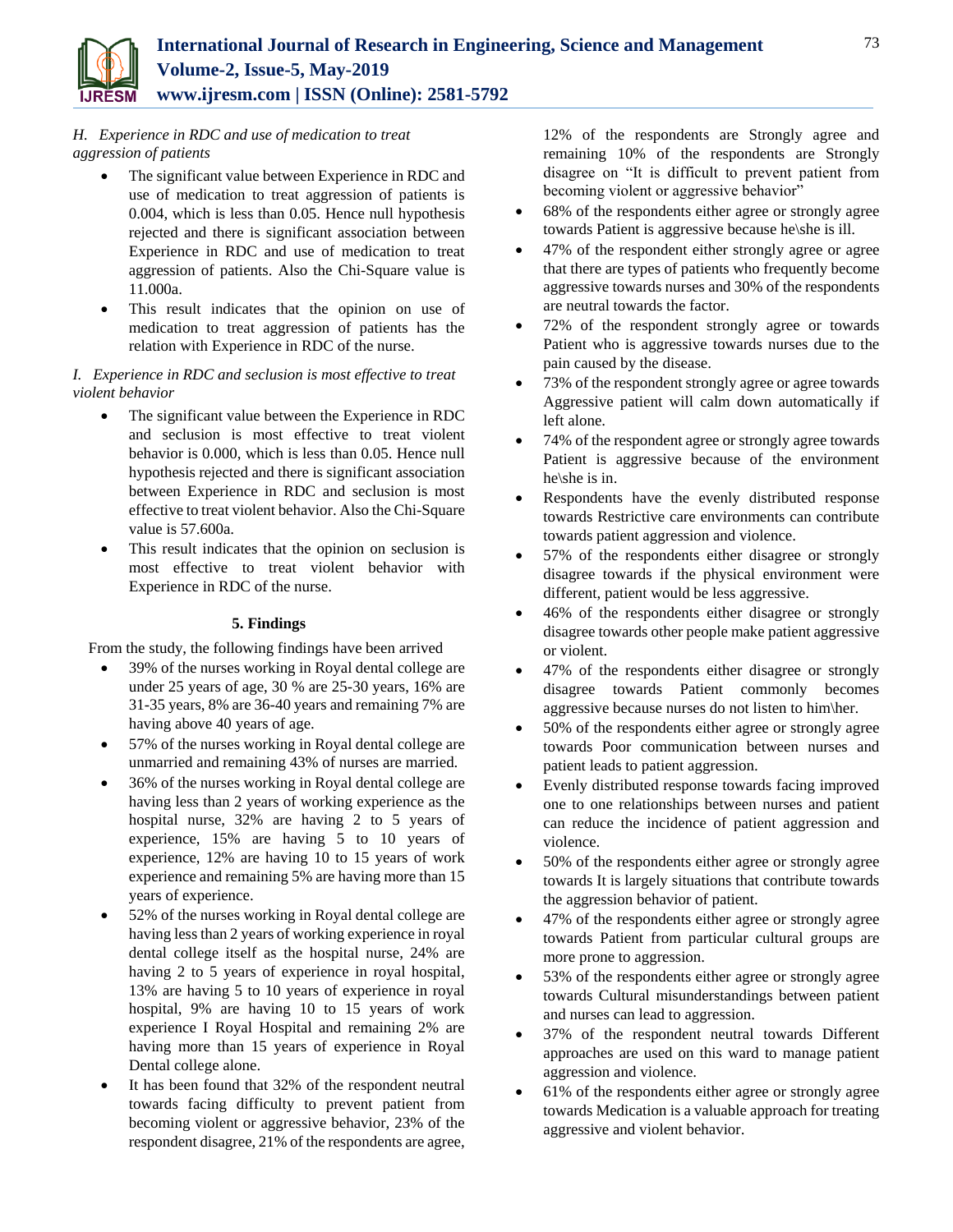*H. Experience in RDC and use of medication to treat aggression of patients*

- The significant value between Experience in RDC and use of medication to treat aggression of patients is 0.004, which is less than 0.05. Hence null hypothesis rejected and there is significant association between Experience in RDC and use of medication to treat aggression of patients. Also the Chi-Square value is 11.000a.
- This result indicates that the opinion on use of medication to treat aggression of patients has the relation with Experience in RDC of the nurse.

*I. Experience in RDC and seclusion is most effective to treat violent behavior*

- The significant value between the Experience in RDC and seclusion is most effective to treat violent behavior is 0.000, which is less than 0.05. Hence null hypothesis rejected and there is significant association between Experience in RDC and seclusion is most effective to treat violent behavior. Also the Chi-Square value is 57.600a.
- This result indicates that the opinion on seclusion is most effective to treat violent behavior with Experience in RDC of the nurse.

## 5. Findings

From the study, the following findings have been arrived

- 39% of the nurses working in Royal dental college are under 25 years of age, 30 % are 25-30 years, 16% are 31-35 years, 8% are 36-40 years and remaining 7% are having above 40 years of age.
- 57% of the nurses working in Royal dental college are unmarried and remaining 43% of nurses are married.
- 36% of the nurses working in Royal dental college are having less than 2 years of working experience as the hospital nurse, 32% are having 2 to 5 years of experience, 15% are having 5 to 10 years of experience, 12% are having 10 to 15 years of work experience and remaining 5% are having more than 15 years of experience.
- 52% of the nurses working in Royal dental college are having less than 2 years of working experience in royal dental college itself as the hospital nurse, 24% are having 2 to 5 years of experience in royal hospital, 13% are having 5 to 10 years of experience in royal hospital, 9% are having 10 to 15 years of work experience I Royal Hospital and remaining 2% are having more than 15 years of experience in Royal Dental college alone.
- It has been found that 32% of the respondent neutral towards facing difficulty to prevent patient from becoming violent or aggressive behavior, 23% of the respondent disagree, 21% of the respondents are agree, 12% of the respondents are Strongly agree and remaining 10% of the respondents are Strongly disagree on "It is difficult to prevent patient from becoming violent or aggressive behavior"
- 68% of the respondents either agree or strongly agree towards Patient is aggressive because he\she is ill.
- 47% of the respondent either strongly agree or agree that there are types of patients who frequently become aggressive towards nurses and 30% of the respondents are neutral towards the factor.
- 72% of the respondent strongly agree or towards Patient who is aggressive towards nurses due to the pain caused by the disease.
- 73% of the respondent strongly agree or agree towards Aggressive patient will calm down automatically if left alone.
- 74% of the respondent agree or strongly agree towards Patient is aggressive because of the environment he\she is in.
- Respondents have the evenly distributed response towards Restrictive care environments can contribute towards patient aggression and violence.
- 57% of the respondents either disagree or strongly disagree towards if the physical environment were different, patient would be less aggressive.
- 46% of the respondents either disagree or strongly disagree towards other people make patient aggressive or violent.
- 47% of the respondents either disagree or strongly disagree towards Patient commonly becomes aggressive because nurses do not listen to him\her.
- 50% of the respondents either agree or strongly agree towards Poor communication between nurses and patient leads to patient aggression.
- Evenly distributed response towards facing improved one to one relationships between nurses and patient can reduce the incidence of patient aggression and violence.
- 50% of the respondents either agree or strongly agree towards It is largely situations that contribute towards the aggression behavior of patient.
- 47% of the respondents either agree or strongly agree towards Patient from particular cultural groups are more prone to aggression.
- 53% of the respondents either agree or strongly agree towards Cultural misunderstandings between patient and nurses can lead to aggression.
- 37% of the respondent neutral towards Different approaches are used on this ward to manage patient aggression and violence.
- 61% of the respondents either agree or strongly agree towards Medication is a valuable approach for treating aggressive and violent behavior.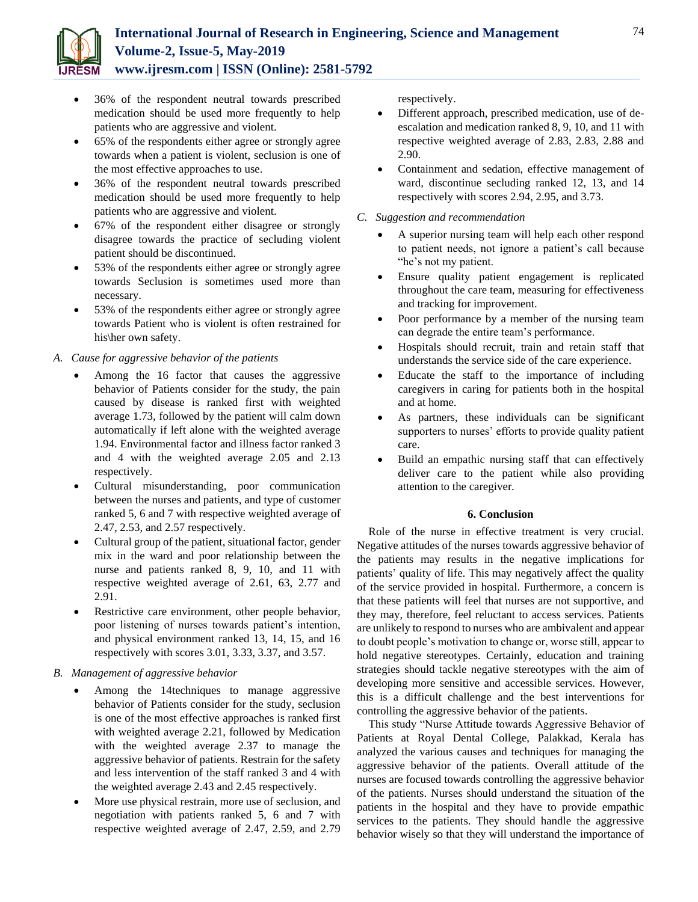- 36% of the respondent neutral towards prescribed medication should be used more frequently to help patients who are aggressive and violent.
- 65% of the respondents either agree or strongly agree towards when a patient is violent, seclusion is one of the most effective approaches to use.
- 36% of the respondent neutral towards prescribed medication should be used more frequently to help patients who are aggressive and violent.
- 67% of the respondent either disagree or strongly disagree towards the practice of secluding violent patient should be discontinued.
- 53% of the respondents either agree or strongly agree towards Seclusion is sometimes used more than necessary.
- 53% of the respondents either agree or strongly agree towards Patient who is violent is often restrained for his\her own safety.

### A. Cause for aggressive behavior of the patients

- Among the 16 factor that causes the aggressive behavior of Patients consider for the study, the pain caused by disease is ranked first with weighted average 1.73, followed by the patient will calm down automatically if left alone with the weighted average 1.94. Environmental factor and illness factor ranked 3 and 4 with the weighted average 2.05 and 2.13 respectively.
- Cultural misunderstanding, poor communication between the nurses and patients, and type of customer ranked 5, 6 and 7 with respective weighted average of 2.47, 2.53, and 2.57 respectively.
- Cultural group of the patient, situational factor, gender mix in the ward and poor relationship between the nurse and patients ranked 8, 9, 10, and 11 with respective weighted average of 2.61, 63, 2.77 and 2.91.
- Restrictive care environment, other people behavior, poor listening of nurses towards patient's intention, and physical environment ranked 13, 14, 15, and 16 respectively with scores 3.01, 3.33, 3.37, and 3.57.

### B. Management of aggressive behavior

- Among the 14techniques to manage aggressive behavior of Patients consider for the study, seclusion is one of the most effective approaches is ranked first with weighted average 2.21, followed by Medication with the weighted average 2.37 to manage the aggressive behavior of patients. Restrain for the safety and less intervention of the staff ranked 3 and 4 with the weighted average 2.43 and 2.45 respectively.
- More use physical restrain, more use of seclusion, and negotiation with patients ranked 5, 6 and 7 with respective weighted average of 2.47, 2.59, and 2.79 respectively.
- Different approach, prescribed medication, use of de-escalation and medication ranked 8, 9, 10, and 11 with respective weighted average of 2.83, 2.83, 2.88 and 2.90.
- Containment and sedation, effective management of ward, discontinue secluding ranked 12, 13, and 14 respectively with scores 2.94, 2.95, and 3.73.

### C. Suggestion and recommendation

- A superior nursing team will help each other respond to patient needs, not ignore a patient's call because "he's not my patient.
- Ensure quality patient engagement is replicated throughout the care team, measuring for effectiveness and tracking for improvement.
- Poor performance by a member of the nursing team can degrade the entire team's performance.
- Hospitals should recruit, train and retain staff that understands the service side of the care experience.
- Educate the staff to the importance of including caregivers in caring for patients both in the hospital and at home.
- As partners, these individuals can be significant supporters to nurses' efforts to provide quality patient care.
- Build an empathic nursing staff that can effectively deliver care to the patient while also providing attention to the caregiver.

## 6. Conclusion

Role of the nurse in effective treatment is very crucial. Negative attitudes of the nurses towards aggressive behavior of the patients may results in the negative implications for patients' quality of life. This may negatively affect the quality of the service provided in hospital. Furthermore, a concern is that these patients will feel that nurses are not supportive, and they may, therefore, feel reluctant to access services. Patients are unlikely to respond to nurses who are ambivalent and appear to doubt people's motivation to change or, worse still, appear to hold negative stereotypes. Certainly, education and training strategies should tackle negative stereotypes with the aim of developing more sensitive and accessible services. However, this is a difficult challenge and the best interventions for controlling the aggressive behavior of the patients.

This study "Nurse Attitude towards Aggressive Behavior of Patients at Royal Dental College, Palakkad, Kerala has analyzed the various causes and techniques for managing the aggressive behavior of the patients. Overall attitude of the nurses are focused towards controlling the aggressive behavior of the patients. Nurses should understand the situation of the patients in the hospital and they have to provide empathic services to the patients. They should handle the aggressive behavior wisely so that they will understand the importance of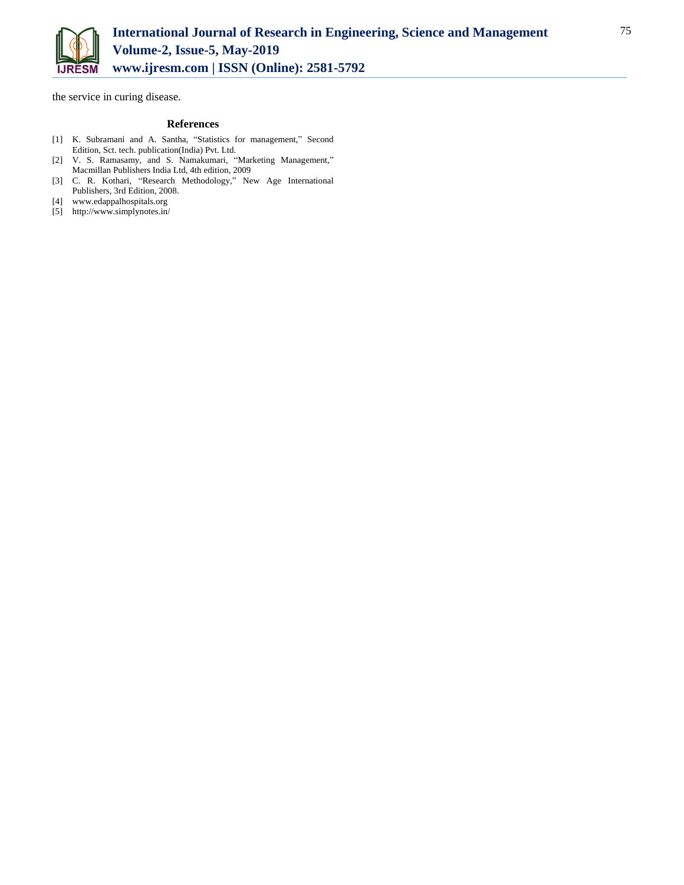the service in curing disease.

## References

[1] K. Subramani and A. Santha, "Statistics for management," Second Edition, Sct. tech. publication(India) Pvt. Ltd.
[2] V. S. Ramasamy, and S. Namakumari, "Marketing Management," Macmillan Publishers India Ltd, 4th edition, 2009
[3] C. R. Kothari, "Research Methodology," New Age International Publishers, 3rd Edition, 2008.
[4] www.edappalhospitals.org
[5] http://www.simplynotes.in/